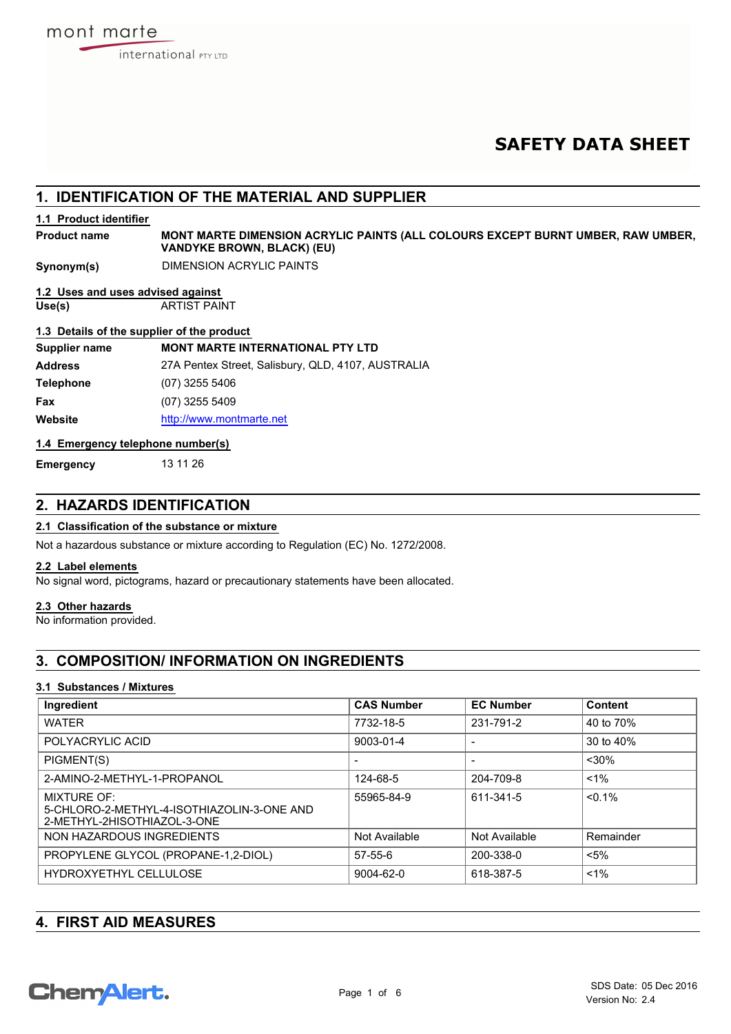# SAFETY DATA SHEET

## 1. IDENTIFICATION OF THE MATERIAL AND SUPPLIER

### 1.1 Product identifier

**Product name** **MONT MARTE DIMENSION ACRYLIC PAINTS (ALL COLOURS EXCEPT BURNT UMBER, RAW UMBER, VANDYKE BROWN, BLACK) (EU)**

**Synonym(s)** DIMENSION ACRYLIC PAINTS

### 1.2 Uses and uses advised against

**Use(s)** ARTIST PAINT

### 1.3 Details of the supplier of the product

**Supplier name** **MONT MARTE INTERNATIONAL PTY LTD**

**Address** 27A Pentex Street, Salisbury, QLD, 4107, AUSTRALIA

**Telephone** (07) 3255 5406

**Fax** (07) 3255 5409

**Website** http://www.montmarte.net

### 1.4 Emergency telephone number(s)

**Emergency** 13 11 26

## 2. HAZARDS IDENTIFICATION

### 2.1 Classification of the substance or mixture

Not a hazardous substance or mixture according to Regulation (EC) No. 1272/2008.

### 2.2 Label elements

No signal word, pictograms, hazard or precautionary statements have been allocated.

### 2.3 Other hazards

No information provided.

## 3. COMPOSITION/ INFORMATION ON INGREDIENTS

### 3.1 Substances / Mixtures

| Ingredient | CAS Number | EC Number | Content |
|---|---|---|---|
| WATER | 7732-18-5 | 231-791-2 | 40 to 70% |
| POLYACRYLIC ACID | 9003-01-4 | - | 30 to 40% |
| PIGMENT(S) | - | - | <30% |
| 2-AMINO-2-METHYL-1-PROPANOL | 124-68-5 | 204-709-8 | <1% |
| MIXTURE OF: 5-CHLORO-2-METHYL-4-ISOTHIAZOLIN-3-ONE AND 2-METHYL-2HISOTHIAZOL-3-ONE | 55965-84-9 | 611-341-5 | <0.1% |
| NON HAZARDOUS INGREDIENTS | Not Available | Not Available | Remainder |
| PROPYLENE GLYCOL (PROPANE-1,2-DIOL) | 57-55-6 | 200-338-0 | <5% |
| HYDROXYETHYL CELLULOSE | 9004-62-0 | 618-387-5 | <1% |

## 4. FIRST AID MEASURES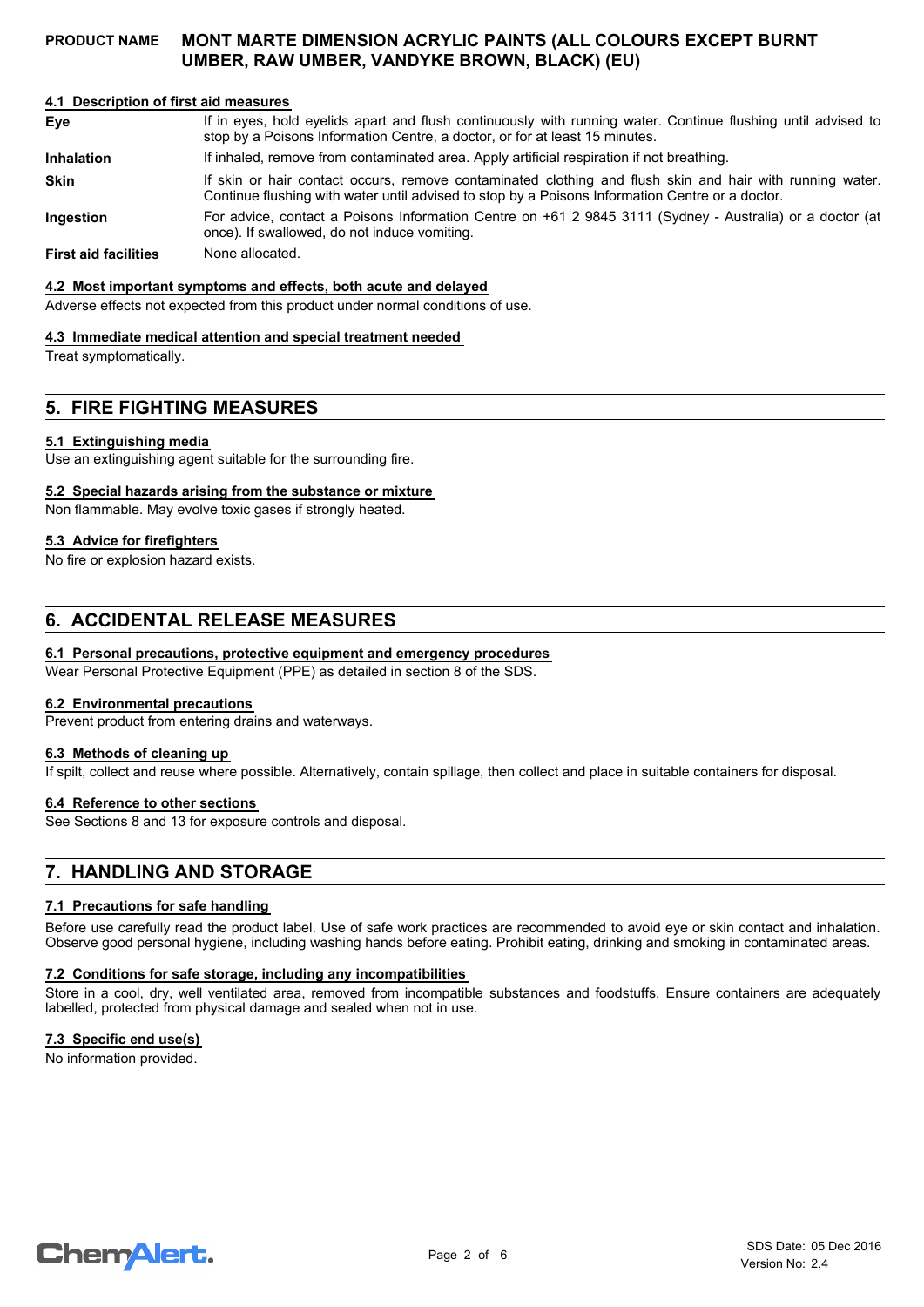### 4.1 Description of first aid measures

| | |
|---|---|
| **Eye** | If in eyes, hold eyelids apart and flush continuously with running water. Continue flushing until advised to stop by a Poisons Information Centre, a doctor, or for at least 15 minutes. |
| **Inhalation** | If inhaled, remove from contaminated area. Apply artificial respiration if not breathing. |
| **Skin** | If skin or hair contact occurs, remove contaminated clothing and flush skin and hair with running water. Continue flushing with water until advised to stop by a Poisons Information Centre or a doctor. |
| **Ingestion** | For advice, contact a Poisons Information Centre on +61 2 9845 3111 (Sydney - Australia) or a doctor (at once). If swallowed, do not induce vomiting. |
| **First aid facilities** | None allocated. |

### 4.2 Most important symptoms and effects, both acute and delayed

Adverse effects not expected from this product under normal conditions of use.

### 4.3 Immediate medical attention and special treatment needed

Treat symptomatically.

## 5. FIRE FIGHTING MEASURES

### 5.1 Extinguishing media

Use an extinguishing agent suitable for the surrounding fire.

### 5.2 Special hazards arising from the substance or mixture

Non flammable. May evolve toxic gases if strongly heated.

### 5.3 Advice for firefighters

No fire or explosion hazard exists.

## 6. ACCIDENTAL RELEASE MEASURES

### 6.1 Personal precautions, protective equipment and emergency procedures

Wear Personal Protective Equipment (PPE) as detailed in section 8 of the SDS.

### 6.2 Environmental precautions

Prevent product from entering drains and waterways.

### 6.3 Methods of cleaning up

If spilt, collect and reuse where possible. Alternatively, contain spillage, then collect and place in suitable containers for disposal.

### 6.4 Reference to other sections

See Sections 8 and 13 for exposure controls and disposal.

## 7. HANDLING AND STORAGE

### 7.1 Precautions for safe handling

Before use carefully read the product label. Use of safe work practices are recommended to avoid eye or skin contact and inhalation. Observe good personal hygiene, including washing hands before eating. Prohibit eating, drinking and smoking in contaminated areas.

### 7.2 Conditions for safe storage, including any incompatibilities

Store in a cool, dry, well ventilated area, removed from incompatible substances and foodstuffs. Ensure containers are adequately labelled, protected from physical damage and sealed when not in use.

### 7.3 Specific end use(s)

No information provided.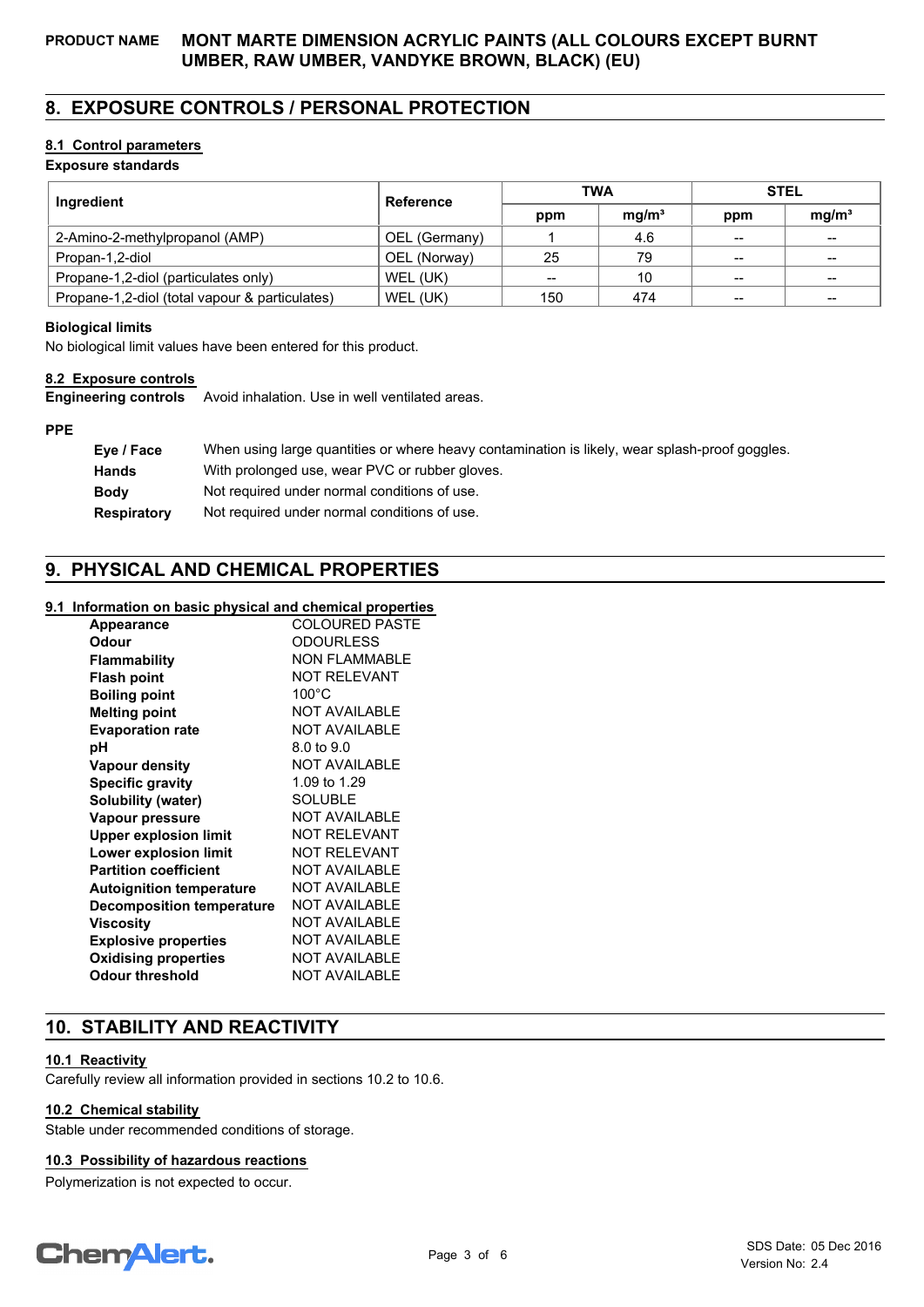## 8. EXPOSURE CONTROLS / PERSONAL PROTECTION

### 8.1 Control parameters

**Exposure standards**

| Ingredient | Reference | TWA | | STEL | |
|---|---|---|---|---|---|
| | | ppm | mg/m³ | ppm | mg/m³ |
| 2-Amino-2-methylpropanol (AMP) | OEL (Germany) | 1 | 4.6 | -- | -- |
| Propan-1,2-diol | OEL (Norway) | 25 | 79 | -- | -- |
| Propane-1,2-diol (particulates only) | WEL (UK) | -- | 10 | -- | -- |
| Propane-1,2-diol (total vapour & particulates) | WEL (UK) | 150 | 474 | -- | -- |

**Biological limits**

No biological limit values have been entered for this product.

### 8.2 Exposure controls

**Engineering controls** Avoid inhalation. Use in well ventilated areas.

**PPE**

| | |
|---|---|
| **Eye / Face** | When using large quantities or where heavy contamination is likely, wear splash-proof goggles. |
| **Hands** | With prolonged use, wear PVC or rubber gloves. |
| **Body** | Not required under normal conditions of use. |
| **Respiratory** | Not required under normal conditions of use. |

## 9. PHYSICAL AND CHEMICAL PROPERTIES

### 9.1 Information on basic physical and chemical properties

| | |
|---|---|
| **Appearance** | COLOURED PASTE |
| **Odour** | ODOURLESS |
| **Flammability** | NON FLAMMABLE |
| **Flash point** | NOT RELEVANT |
| **Boiling point** | 100°C |
| **Melting point** | NOT AVAILABLE |
| **Evaporation rate** | NOT AVAILABLE |
| **pH** | 8.0 to 9.0 |
| **Vapour density** | NOT AVAILABLE |
| **Specific gravity** | 1.09 to 1.29 |
| **Solubility (water)** | SOLUBLE |
| **Vapour pressure** | NOT AVAILABLE |
| **Upper explosion limit** | NOT RELEVANT |
| **Lower explosion limit** | NOT RELEVANT |
| **Partition coefficient** | NOT AVAILABLE |
| **Autoignition temperature** | NOT AVAILABLE |
| **Decomposition temperature** | NOT AVAILABLE |
| **Viscosity** | NOT AVAILABLE |
| **Explosive properties** | NOT AVAILABLE |
| **Oxidising properties** | NOT AVAILABLE |
| **Odour threshold** | NOT AVAILABLE |

## 10. STABILITY AND REACTIVITY

### 10.1 Reactivity

Carefully review all information provided in sections 10.2 to 10.6.

### 10.2 Chemical stability

Stable under recommended conditions of storage.

### 10.3 Possibility of hazardous reactions

Polymerization is not expected to occur.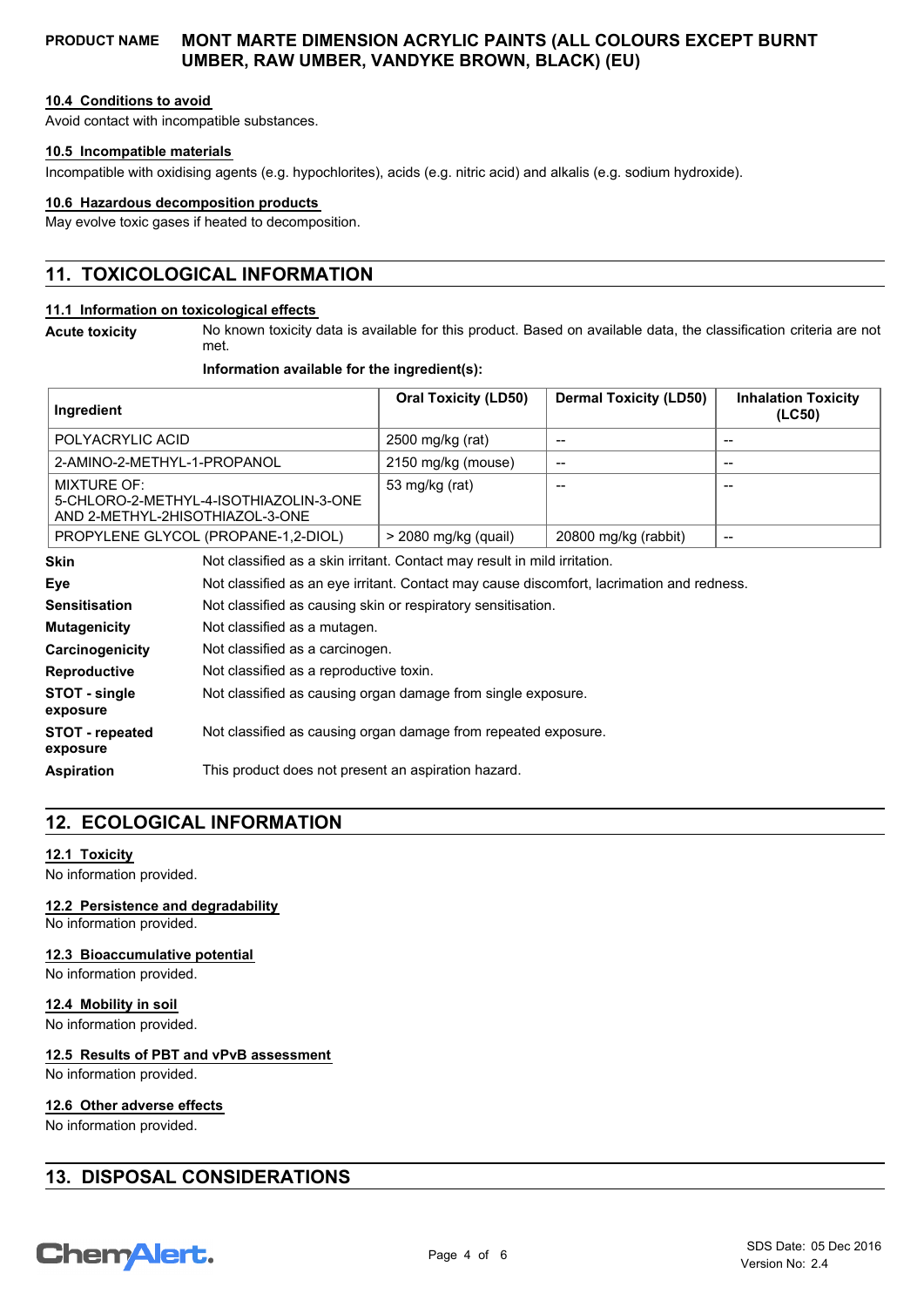### 10.4 Conditions to avoid

Avoid contact with incompatible substances.

### 10.5 Incompatible materials

Incompatible with oxidising agents (e.g. hypochlorites), acids (e.g. nitric acid) and alkalis (e.g. sodium hydroxide).

### 10.6 Hazardous decomposition products

May evolve toxic gases if heated to decomposition.

## 11. TOXICOLOGICAL INFORMATION

### 11.1 Information on toxicological effects

**Acute toxicity** No known toxicity data is available for this product. Based on available data, the classification criteria are not met.

**Information available for the ingredient(s):**

| Ingredient | Oral Toxicity (LD50) | Dermal Toxicity (LD50) | Inhalation Toxicity (LC50) |
|---|---|---|---|
| POLYACRYLIC ACID | 2500 mg/kg (rat) | -- | -- |
| 2-AMINO-2-METHYL-1-PROPANOL | 2150 mg/kg (mouse) | -- | -- |
| MIXTURE OF: 5-CHLORO-2-METHYL-4-ISOTHIAZOLIN-3-ONE AND 2-METHYL-2HISOTHIAZOL-3-ONE | 53 mg/kg (rat) | -- | -- |
| PROPYLENE GLYCOL (PROPANE-1,2-DIOL) | > 2080 mg/kg (quail) | 20800 mg/kg (rabbit) | -- |

**Skin** Not classified as a skin irritant. Contact may result in mild irritation.

**Eye** Not classified as an eye irritant. Contact may cause discomfort, lacrimation and redness.

**Sensitisation** Not classified as causing skin or respiratory sensitisation.

**Mutagenicity** Not classified as a mutagen.

**Carcinogenicity** Not classified as a carcinogen.

**Reproductive** Not classified as a reproductive toxin.

**STOT - single exposure** Not classified as causing organ damage from single exposure.

**STOT - repeated exposure** Not classified as causing organ damage from repeated exposure.

**Aspiration** This product does not present an aspiration hazard.

## 12. ECOLOGICAL INFORMATION

### 12.1 Toxicity

No information provided.

### 12.2 Persistence and degradability

No information provided.

### 12.3 Bioaccumulative potential

No information provided.

### 12.4 Mobility in soil

No information provided.

### 12.5 Results of PBT and vPvB assessment

No information provided.

### 12.6 Other adverse effects

No information provided.

## 13. DISPOSAL CONSIDERATIONS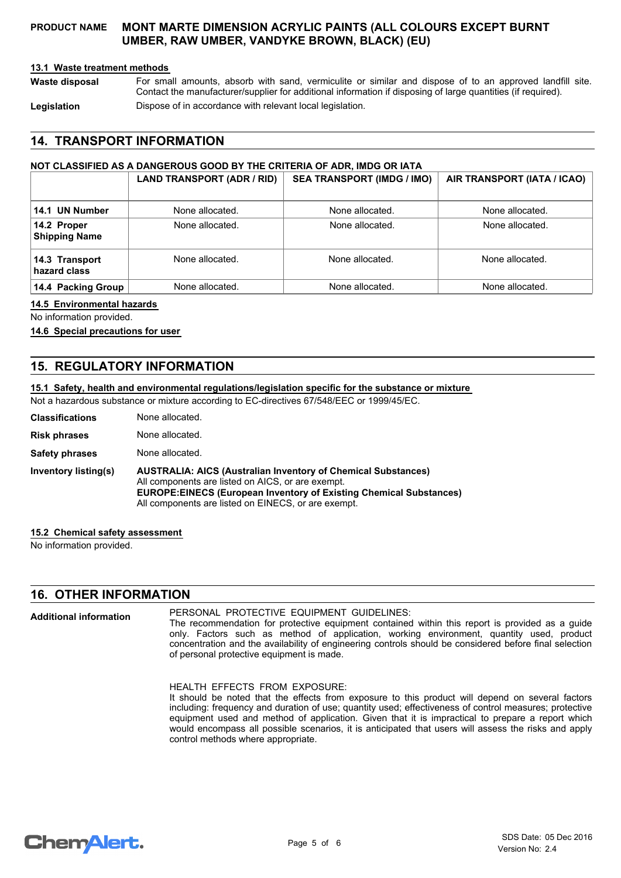#### 13.1 Waste treatment methods

**Waste disposal** For small amounts, absorb with sand, vermiculite or similar and dispose of to an approved landfill site. Contact the manufacturer/supplier for additional information if disposing of large quantities (if required).

**Legislation** Dispose of in accordance with relevant local legislation.

## 14. TRANSPORT INFORMATION

**NOT CLASSIFIED AS A DANGEROUS GOOD BY THE CRITERIA OF ADR, IMDG OR IATA**

| | LAND TRANSPORT (ADR / RID) | SEA TRANSPORT (IMDG / IMO) | AIR TRANSPORT (IATA / ICAO) |
|---|---|---|---|
| **14.1 UN Number** | None allocated. | None allocated. | None allocated. |
| **14.2 Proper Shipping Name** | None allocated. | None allocated. | None allocated. |
| **14.3 Transport hazard class** | None allocated. | None allocated. | None allocated. |
| **14.4 Packing Group** | None allocated. | None allocated. | None allocated. |

#### 14.5 Environmental hazards

No information provided.

#### 14.6 Special precautions for user

## 15. REGULATORY INFORMATION

#### 15.1 Safety, health and environmental regulations/legislation specific for the substance or mixture

Not a hazardous substance or mixture according to EC-directives 67/548/EEC or 1999/45/EC.

**Classifications** None allocated.

**Risk phrases** None allocated.

**Safety phrases** None allocated.

**Inventory listing(s)** **AUSTRALIA: AICS (Australian Inventory of Chemical Substances)**
All components are listed on AICS, or are exempt.
**EUROPE:EINECS (European Inventory of Existing Chemical Substances)**
All components are listed on EINECS, or are exempt.

#### 15.2 Chemical safety assessment

No information provided.

## 16. OTHER INFORMATION

**Additional information**

PERSONAL PROTECTIVE EQUIPMENT GUIDELINES:
The recommendation for protective equipment contained within this report is provided as a guide only. Factors such as method of application, working environment, quantity used, product concentration and the availability of engineering controls should be considered before final selection of personal protective equipment is made.

HEALTH EFFECTS FROM EXPOSURE:
It should be noted that the effects from exposure to this product will depend on several factors including: frequency and duration of use; quantity used; effectiveness of control measures; protective equipment used and method of application. Given that it is impractical to prepare a report which would encompass all possible scenarios, it is anticipated that users will assess the risks and apply control methods where appropriate.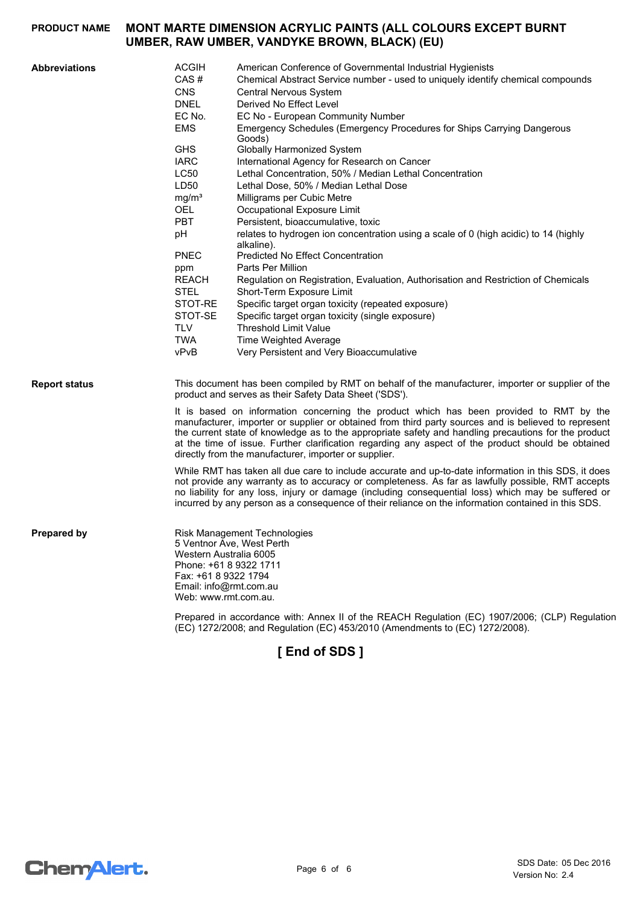**Abbreviations**

| | |
|---|---|
| ACGIH | American Conference of Governmental Industrial Hygienists |
| CAS # | Chemical Abstract Service number - used to uniquely identify chemical compounds |
| CNS | Central Nervous System |
| DNEL | Derived No Effect Level |
| EC No. | EC No - European Community Number |
| EMS | Emergency Schedules (Emergency Procedures for Ships Carrying Dangerous Goods) |
| GHS | Globally Harmonized System |
| IARC | International Agency for Research on Cancer |
| LC50 | Lethal Concentration, 50% / Median Lethal Concentration |
| LD50 | Lethal Dose, 50% / Median Lethal Dose |
| $mg/m^3$ | Milligrams per Cubic Metre |
| OEL | Occupational Exposure Limit |
| PBT | Persistent, bioaccumulative, toxic |
| pH | relates to hydrogen ion concentration using a scale of 0 (high acidic) to 14 (highly alkaline). |
| PNEC | Predicted No Effect Concentration |
| ppm | Parts Per Million |
| REACH | Regulation on Registration, Evaluation, Authorisation and Restriction of Chemicals |
| STEL | Short-Term Exposure Limit |
| STOT-RE | Specific target organ toxicity (repeated exposure) |
| STOT-SE | Specific target organ toxicity (single exposure) |
| TLV | Threshold Limit Value |
| TWA | Time Weighted Average |
| vPvB | Very Persistent and Very Bioaccumulative |

**Report status**

This document has been compiled by RMT on behalf of the manufacturer, importer or supplier of the product and serves as their Safety Data Sheet ('SDS').

It is based on information concerning the product which has been provided to RMT by the manufacturer, importer or supplier or obtained from third party sources and is believed to represent the current state of knowledge as to the appropriate safety and handling precautions for the product at the time of issue. Further clarification regarding any aspect of the product should be obtained directly from the manufacturer, importer or supplier.

While RMT has taken all due care to include accurate and up-to-date information in this SDS, it does not provide any warranty as to accuracy or completeness. As far as lawfully possible, RMT accepts no liability for any loss, injury or damage (including consequential loss) which may be suffered or incurred by any person as a consequence of their reliance on the information contained in this SDS.

**Prepared by**

Risk Management Technologies
5 Ventnor Ave, West Perth
Western Australia 6005
Phone: +61 8 9322 1711
Fax: +61 8 9322 1794
Email: info@rmt.com.au
Web: www.rmt.com.au.

Prepared in accordance with: Annex II of the REACH Regulation (EC) 1907/2006; (CLP) Regulation (EC) 1272/2008; and Regulation (EC) 453/2010 (Amendments to (EC) 1272/2008).

**[ End of SDS ]**